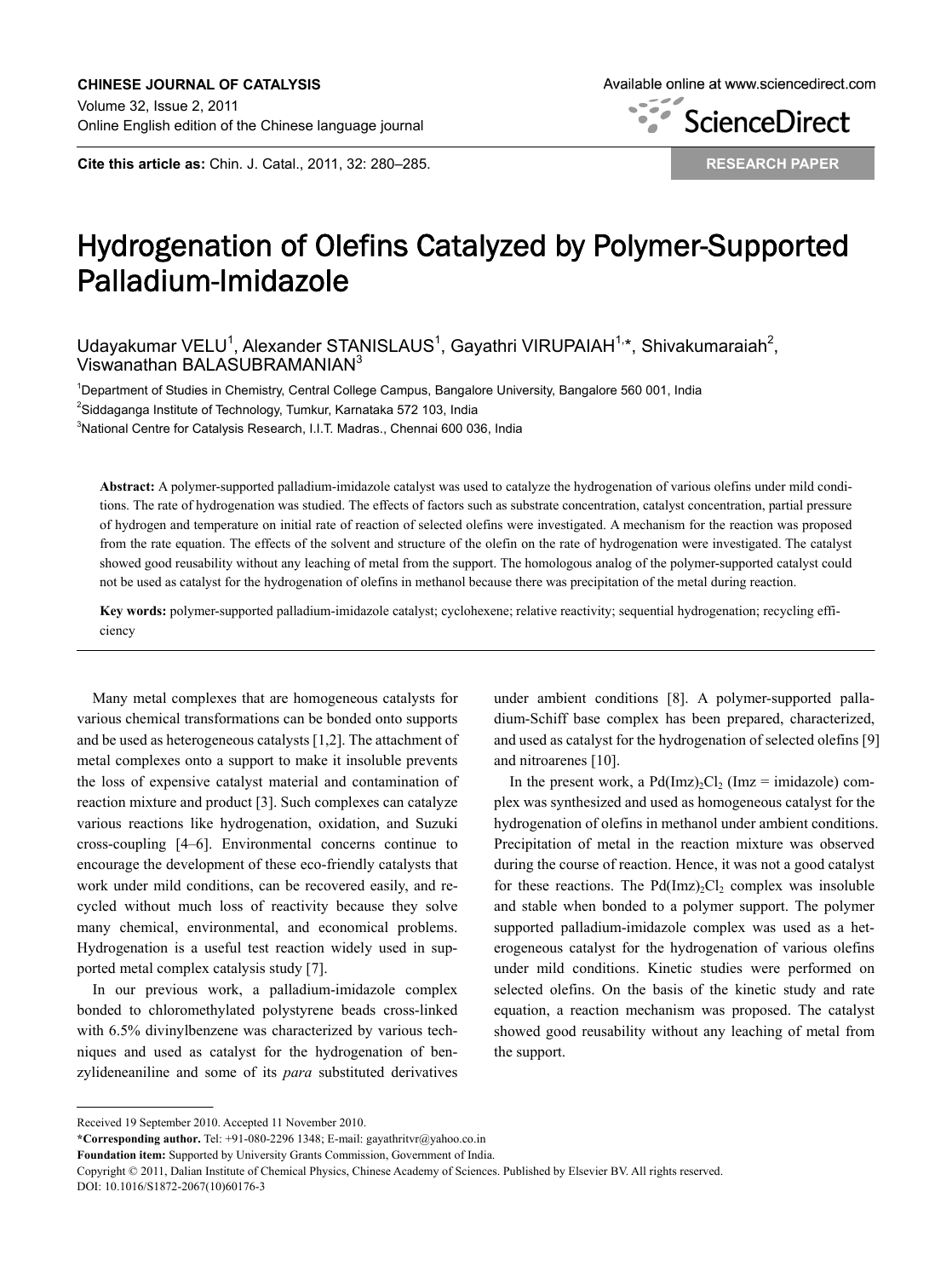# Hydrogenation of Olefins Catalyzed by Polymer-Supported Palladium-Imidazole

Udayakumar VELU[1], Alexander STANISLAUS[1], Gayathri VIRUPAIAH[1,*], Shivakumaraiah[2], Viswanathan BALASUBRAMANIAN[3]

[1]Department of Studies in Chemistry, Central College Campus, Bangalore University, Bangalore 560 001, India

[2]Siddaganga Institute of Technology, Tumkur, Karnataka 572 103, India

[3]National Centre for Catalysis Research, I.I.T. Madras., Chennai 600 036, India

**Abstract:** A polymer-supported palladium-imidazole catalyst was used to catalyze the hydrogenation of various olefins under mild conditions. The rate of hydrogenation was studied. The effects of factors such as substrate concentration, catalyst concentration, partial pressure of hydrogen and temperature on initial rate of reaction of selected olefins were investigated. A mechanism for the reaction was proposed from the rate equation. The effects of the solvent and structure of the olefin on the rate of hydrogenation were investigated. The catalyst showed good reusability without any leaching of metal from the support. The homologous analog of the polymer-supported catalyst could not be used as catalyst for the hydrogenation of olefins in methanol because there was precipitation of the metal during reaction.

**Key words:** polymer-supported palladium-imidazole catalyst; cyclohexene; relative reactivity; sequential hydrogenation; recycling efficiency

Many metal complexes that are homogeneous catalysts for various chemical transformations can be bonded onto supports and be used as heterogeneous catalysts [1,2]. The attachment of metal complexes onto a support to make it insoluble prevents the loss of expensive catalyst material and contamination of reaction mixture and product [3]. Such complexes can catalyze various reactions like hydrogenation, oxidation, and Suzuki cross-coupling [4–6]. Environmental concerns continue to encourage the development of these eco-friendly catalysts that work under mild conditions, can be recovered easily, and recycled without much loss of reactivity because they solve many chemical, environmental, and economical problems. Hydrogenation is a useful test reaction widely used in supported metal complex catalysis study [7].

In our previous work, a palladium-imidazole complex bonded to chloromethylated polystyrene beads cross-linked with 6.5% divinylbenzene was characterized by various techniques and used as catalyst for the hydrogenation of benzylideneaniline and some of its *para* substituted derivatives under ambient conditions [8]. A polymer-supported palladium-Schiff base complex has been prepared, characterized, and used as catalyst for the hydrogenation of selected olefins [9] and nitroarenes [10].

In the present work, a $Pd(Imz)_2Cl_2$ (Imz = imidazole) complex was synthesized and used as homogeneous catalyst for the hydrogenation of olefins in methanol under ambient conditions. Precipitation of metal in the reaction mixture was observed during the course of reaction. Hence, it was not a good catalyst for these reactions. The $Pd(Imz)_2Cl_2$ complex was insoluble and stable when bonded to a polymer support. The polymer supported palladium-imidazole complex was used as a heterogeneous catalyst for the hydrogenation of various olefins under mild conditions. Kinetic studies were performed on selected olefins. On the basis of the kinetic study and rate equation, a reaction mechanism was proposed. The catalyst showed good reusability without any leaching of metal from the support.

---

Received 19 September 2010. Accepted 11 November 2010.

***Corresponding author.** Tel: +91-080-2296 1348; E-mail: gayathritvr@yahoo.co.in

**Foundation item:** Supported by University Grants Commission, Government of India.

Copyright © 2011, Dalian Institute of Chemical Physics, Chinese Academy of Sciences. Published by Elsevier BV. All rights reserved.

DOI: 10.1016/S1872-2067(10)60176-3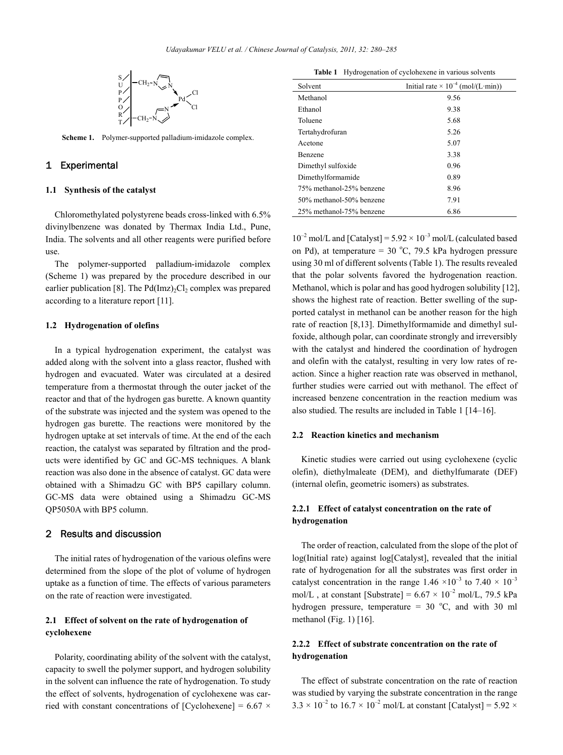Scheme 1. Polymer-supported palladium-imidazole complex.

## 1 Experimental

### 1.1 Synthesis of the catalyst

Chloromethylated polystyrene beads cross-linked with 6.5% divinylbenzene was donated by Thermax India Ltd., Pune, India. The solvents and all other reagents were purified before use.

The polymer-supported palladium-imidazole complex (Scheme 1) was prepared by the procedure described in our earlier publication [8]. The $Pd(Imz)_2Cl_2$ complex was prepared according to a literature report [11].

### 1.2 Hydrogenation of olefins

In a typical hydrogenation experiment, the catalyst was added along with the solvent into a glass reactor, flushed with hydrogen and evacuated. Water was circulated at a desired temperature from a thermostat through the outer jacket of the reactor and that of the hydrogen gas burette. A known quantity of the substrate was injected and the system was opened to the hydrogen gas burette. The reactions were monitored by the hydrogen uptake at set intervals of time. At the end of the each reaction, the catalyst was separated by filtration and the products were identified by GC and GC-MS techniques. A blank reaction was also done in the absence of catalyst. GC data were obtained with a Shimadzu GC with BP5 capillary column. GC-MS data were obtained using a Shimadzu GC-MS QP5050A with BP5 column.

## 2 Results and discussion

The initial rates of hydrogenation of the various olefins were determined from the slope of the plot of volume of hydrogen uptake as a function of time. The effects of various parameters on the rate of reaction were investigated.

### 2.1 Effect of solvent on the rate of hydrogenation of cyclohexene

Polarity, coordinating ability of the solvent with the catalyst, capacity to swell the polymer support, and hydrogen solubility in the solvent can influence the rate of hydrogenation. To study the effect of solvents, hydrogenation of cyclohexene was carried with constant concentrations of [Cyclohexene] = $6.67 \times 10^{-2}$ mol/L and [Catalyst] = $5.92 \times 10^{-3}$ mol/L (calculated based on Pd), at temperature = 30 °C, 79.5 kPa hydrogen pressure using 30 ml of different solvents (Table 1). The results revealed that the polar solvents favored the hydrogenation reaction. Methanol, which is polar and has good hydrogen solubility [12], shows the highest rate of reaction. Better swelling of the supported catalyst in methanol can be another reason for the high rate of reaction [8,13]. Dimethylformamide and dimethyl sulfoxide, although polar, can coordinate strongly and irreversibly with the catalyst and hindered the coordination of hydrogen and olefin with the catalyst, resulting in very low rates of reaction. Since a higher reaction rate was observed in methanol, further studies were carried out with methanol. The effect of increased benzene concentration in the reaction medium was also studied. The results are included in Table 1 [14–16].

**Table 1** Hydrogenation of cyclohexene in various solvents

| Solvent | Initial rate × $10^{-4}$ (mol/(L·min)) |
|---|---|
| Methanol | 9.56 |
| Ethanol | 9.38 |
| Toluene | 5.68 |
| Tertahydrofuran | 5.26 |
| Acetone | 5.07 |
| Benzene | 3.38 |
| Dimethyl sulfoxide | 0.96 |
| Dimethylformamide | 0.89 |
| 75% methanol-25% benzene | 8.96 |
| 50% methanol-50% benzene | 7.91 |
| 25% methanol-75% benzene | 6.86 |

### 2.2 Reaction kinetics and mechanism

Kinetic studies were carried out using cyclohexene (cyclic olefin), diethylmaleate (DEM), and diethylfumarate (DEF) (internal olefin, geometric isomers) as substrates.

#### 2.2.1 Effect of catalyst concentration on the rate of hydrogenation

The order of reaction, calculated from the slope of the plot of log(Initial rate) against log[Catalyst], revealed that the initial rate of hydrogenation for all the substrates was first order in catalyst concentration in the range $1.46 \times 10^{-3}$ to $7.40 \times 10^{-3}$ mol/L , at constant [Substrate] = $6.67 \times 10^{-2}$ mol/L, 79.5 kPa hydrogen pressure, temperature = 30 °C, and with 30 ml methanol (Fig. 1) [16].

#### 2.2.2 Effect of substrate concentration on the rate of hydrogenation

The effect of substrate concentration on the rate of reaction was studied by varying the substrate concentration in the range $3.3 \times 10^{-2}$ to $16.7 \times 10^{-2}$ mol/L at constant [Catalyst] = 5.92 ×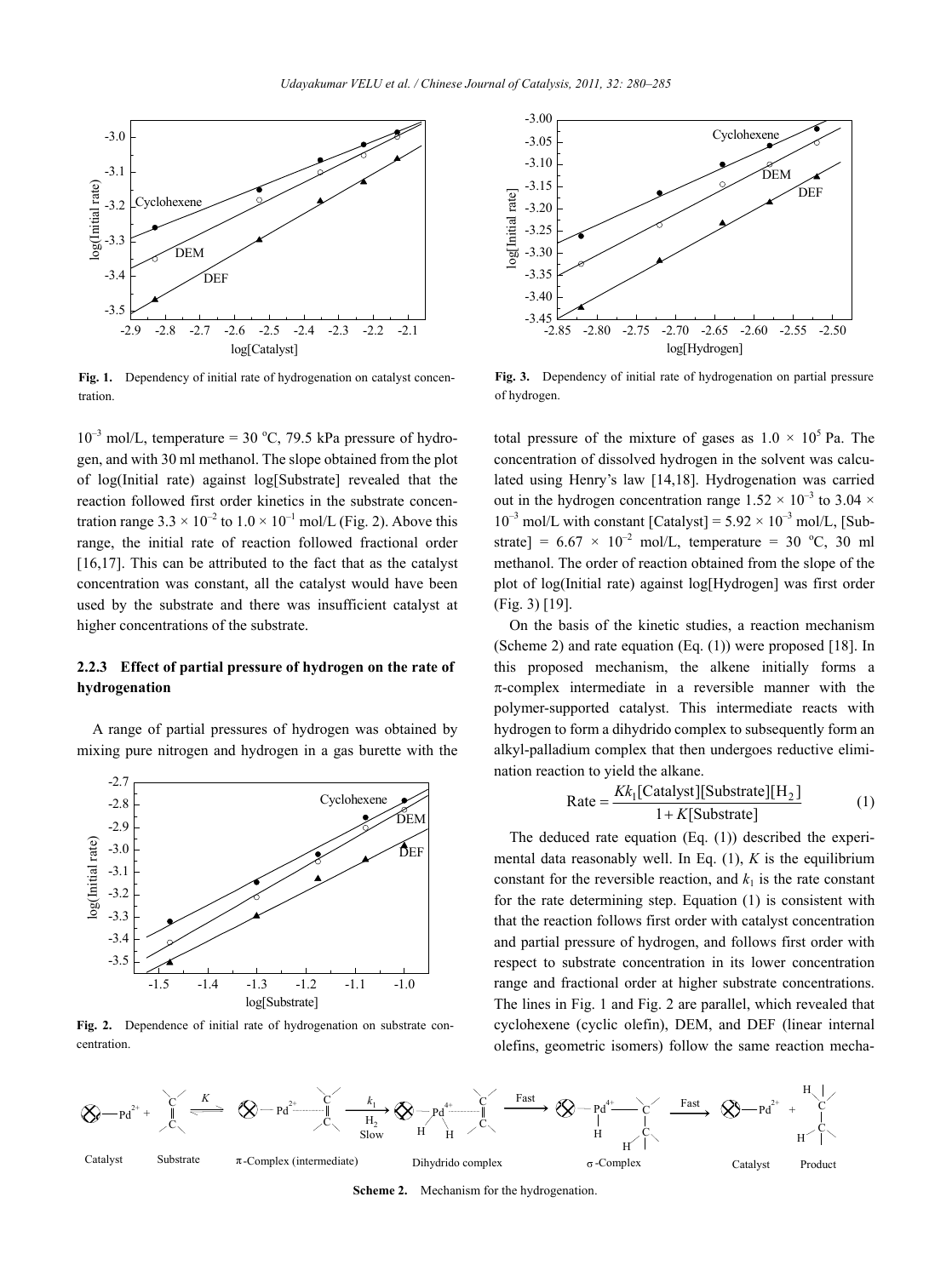Fig. 1. Dependency of initial rate of hydrogenation on catalyst concentration.

$10^{-3}$ mol/L, temperature = 30 °C, 79.5 kPa pressure of hydrogen, and with 30 ml methanol. The slope obtained from the plot of log(Initial rate) against log[Substrate] revealed that the reaction followed first order kinetics in the substrate concentration range $3.3 \times 10^{-2}$ to $1.0 \times 10^{-1}$ mol/L (Fig. 2). Above this range, the initial rate of reaction followed fractional order [16,17]. This can be attributed to the fact that as the catalyst concentration was constant, all the catalyst would have been used by the substrate and there was insufficient catalyst at higher concentrations of the substrate.

### 2.2.3 Effect of partial pressure of hydrogen on the rate of hydrogenation

A range of partial pressures of hydrogen was obtained by mixing pure nitrogen and hydrogen in a gas burette with the total pressure of the mixture of gases as $1.0 \times 10^5$ Pa. The concentration of dissolved hydrogen in the solvent was calculated using Henry's law [14,18]. Hydrogenation was carried out in the hydrogen concentration range $1.52 \times 10^{-3}$ to $3.04 \times 10^{-3}$ mol/L with constant [Catalyst] = $5.92 \times 10^{-3}$ mol/L, [Substrate] = $6.67 \times 10^{-2}$ mol/L, temperature = 30 °C, 30 ml methanol. The order of reaction obtained from the slope of the plot of log(Initial rate) against log[Hydrogen] was first order (Fig. 3) [19].

Fig. 2. Dependence of initial rate of hydrogenation on substrate concentration.

Fig. 3. Dependency of initial rate of hydrogenation on partial pressure of hydrogen.

On the basis of the kinetic studies, a reaction mechanism (Scheme 2) and rate equation (Eq. (1)) were proposed [18]. In this proposed mechanism, the alkene initially forms a π-complex intermediate in a reversible manner with the polymer-supported catalyst. This intermediate reacts with hydrogen to form a dihydrido complex to subsequently form an alkyl-palladium complex that then undergoes reductive elimination reaction to yield the alkane.

$$\text{Rate} = \frac{Kk_1[\text{Catalyst}][\text{Substrate}][\text{H}_2]}{1 + K[\text{Substrate}]} \quad (1)$$

The deduced rate equation (Eq. (1)) described the experimental data reasonably well. In Eq. (1), $K$ is the equilibrium constant for the reversible reaction, and $k_1$ is the rate constant for the rate determining step. Equation (1) is consistent with that the reaction follows first order with catalyst concentration and partial pressure of hydrogen, and follows first order with respect to substrate concentration in its lower concentration range and fractional order at higher substrate concentrations. The lines in Fig. 1 and Fig. 2 are parallel, which revealed that cyclohexene (cyclic olefin), DEM, and DEF (linear internal olefins, geometric isomers) follow the same reaction mecha-

Scheme 2. Mechanism for the hydrogenation.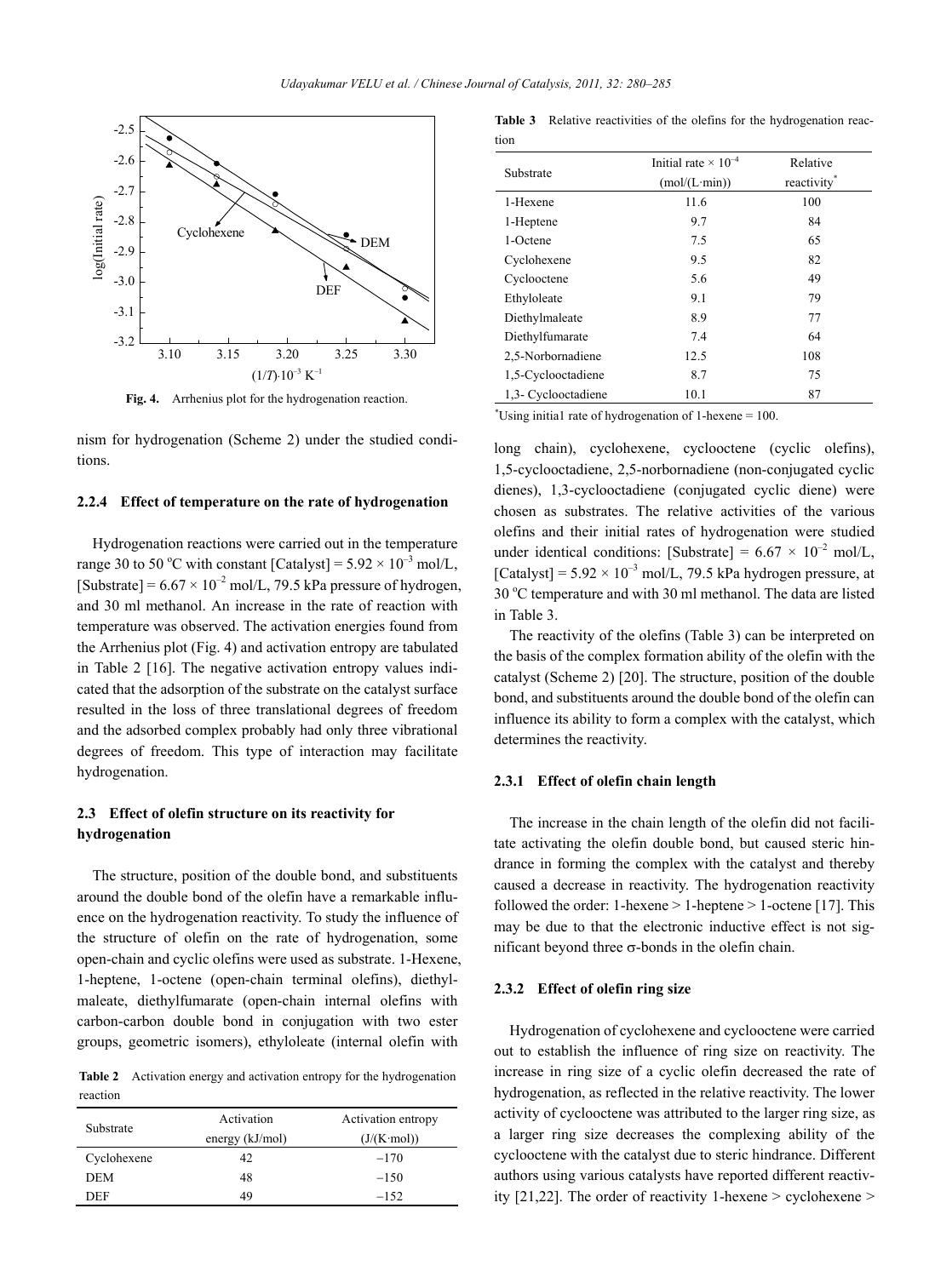**Fig. 4.** Arrhenius plot for the hydrogenation reaction.

nism for hydrogenation (Scheme 2) under the studied conditions.

### 2.2.4 Effect of temperature on the rate of hydrogenation

Hydrogenation reactions were carried out in the temperature range 30 to 50 °C with constant [Catalyst] = $5.92 \times 10^{-3}$ mol/L, [Substrate] = $6.67 \times 10^{-2}$ mol/L, 79.5 kPa pressure of hydrogen, and 30 ml methanol. An increase in the rate of reaction with temperature was observed. The activation energies found from the Arrhenius plot (Fig. 4) and activation entropy are tabulated in Table 2 [16]. The negative activation entropy values indicated that the adsorption of the substrate on the catalyst surface resulted in the loss of three translational degrees of freedom and the adsorbed complex probably had only three vibrational degrees of freedom. This type of interaction may facilitate hydrogenation.

## 2.3 Effect of olefin structure on its reactivity for hydrogenation

The structure, position of the double bond, and substituents around the double bond of the olefin have a remarkable influence on the hydrogenation reactivity. To study the influence of the structure of olefin on the rate of hydrogenation, some open-chain and cyclic olefins were used as substrate. 1-Hexene, 1-heptene, 1-octene (open-chain terminal olefins), diethylmaleate, diethylfumarate (open-chain internal olefins with carbon-carbon double bond in conjugation with two ester groups, geometric isomers), ethyloleate (internal olefin with long chain), cyclohexene, cyclooctene (cyclic olefins), 1,5-cyclooctadiene, 2,5-norbornadiene (non-conjugated cyclic dienes), 1,3-cyclooctadiene (conjugated cyclic diene) were chosen as substrates. The relative activities of the various olefins and their initial rates of hydrogenation were studied under identical conditions: [Substrate] = $6.67 \times 10^{-2}$ mol/L, [Catalyst] = $5.92 \times 10^{-3}$ mol/L, 79.5 kPa hydrogen pressure, at 30 °C temperature and with 30 ml methanol. The data are listed in Table 3.

**Table 2** Activation energy and activation entropy for the hydrogenation reaction

| Substrate | Activation energy (kJ/mol) | Activation entropy (J/(K·mol)) |
|---|---|---|
| Cyclohexene | 42 | −170 |
| DEM | 48 | −150 |
| DEF | 49 | −152 |

**Table 3** Relative reactivities of the olefins for the hydrogenation reaction

| Substrate | Initial rate × $10^{-4}$ (mol/(L·min)) | Relative reactivity* |
|---|---|---|
| 1-Hexene | 11.6 | 100 |
| 1-Heptene | 9.7 | 84 |
| 1-Octene | 7.5 | 65 |
| Cyclohexene | 9.5 | 82 |
| Cyclooctene | 5.6 | 49 |
| Ethyloleate | 9.1 | 79 |
| Diethylmaleate | 8.9 | 77 |
| Diethylfumarate | 7.4 | 64 |
| 2,5-Norbornadiene | 12.5 | 108 |
| 1,5-Cyclooctadiene | 8.7 | 75 |
| 1,3- Cyclooctadiene | 10.1 | 87 |

*Using initia1 rate of hydrogenation of 1-hexene = 100.

The reactivity of the olefins (Table 3) can be interpreted on the basis of the complex formation ability of the olefin with the catalyst (Scheme 2) [20]. The structure, position of the double bond, and substituents around the double bond of the olefin can influence its ability to form a complex with the catalyst, which determines the reactivity.

### 2.3.1 Effect of olefin chain length

The increase in the chain length of the olefin did not facilitate activating the olefin double bond, but caused steric hindrance in forming the complex with the catalyst and thereby caused a decrease in reactivity. The hydrogenation reactivity followed the order: 1-hexene > 1-heptene > 1-octene [17]. This may be due to that the electronic inductive effect is not significant beyond three σ-bonds in the olefin chain.

### 2.3.2 Effect of olefin ring size

Hydrogenation of cyclohexene and cyclooctene were carried out to establish the influence of ring size on reactivity. The increase in ring size of a cyclic olefin decreased the rate of hydrogenation, as reflected in the relative reactivity. The lower activity of cyclooctene was attributed to the larger ring size, as a larger ring size decreases the complexing ability of the cyclooctene with the catalyst due to steric hindrance. Different authors using various catalysts have reported different reactivity [21,22]. The order of reactivity 1-hexene > cyclohexene >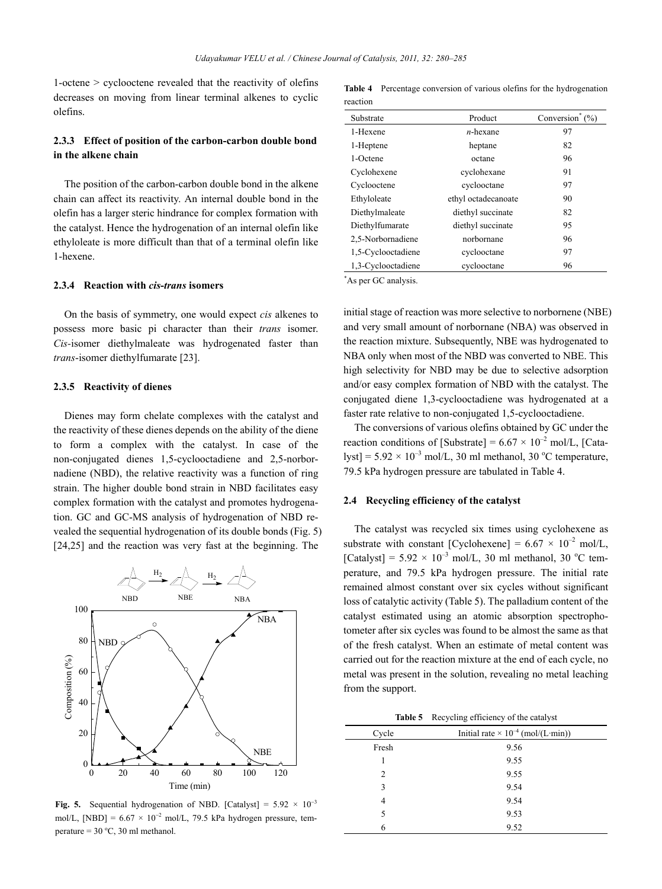1-octene > cyclooctene revealed that the reactivity of olefins decreases on moving from linear terminal alkenes to cyclic olefins.

### 2.3.3 Effect of position of the carbon-carbon double bond in the alkene chain

The position of the carbon-carbon double bond in the alkene chain can affect its reactivity. An internal double bond in the olefin has a larger steric hindrance for complex formation with the catalyst. Hence the hydrogenation of an internal olefin like ethyloleate is more difficult than that of a terminal olefin like 1-hexene.

### 2.3.4 Reaction with *cis-trans* isomers

On the basis of symmetry, one would expect *cis* alkenes to possess more basic pi character than their *trans* isomer. *Cis*-isomer diethylmaleate was hydrogenated faster than *trans*-isomer diethylfumarate [23].

### 2.3.5 Reactivity of dienes

Dienes may form chelate complexes with the catalyst and the reactivity of these dienes depends on the ability of the diene to form a complex with the catalyst. In case of the non-conjugated dienes 1,5-cyclooctadiene and 2,5-norbornadiene (NBD), the relative reactivity was a function of ring strain. The higher double bond strain in NBD facilitates easy complex formation with the catalyst and promotes hydrogenation. GC and GC-MS analysis of hydrogenation of NBD revealed the sequential hydrogenation of its double bonds (Fig. 5) [24,25] and the reaction was very fast at the beginning. The initial stage of reaction was more selective to norbornene (NBE) and very small amount of norbornane (NBA) was observed in the reaction mixture. Subsequently, NBE was hydrogenated to NBA only when most of the NBD was converted to NBE. This high selectivity for NBD may be due to selective adsorption and/or easy complex formation of NBD with the catalyst. The conjugated diene 1,3-cyclooctadiene was hydrogenated at a faster rate relative to non-conjugated 1,5-cyclooctadiene.

**Fig. 5.** Sequential hydrogenation of NBD. [Catalyst] = $5.92 \times 10^{-3}$ mol/L, [NBD] = $6.67 \times 10^{-2}$ mol/L, 79.5 kPa hydrogen pressure, temperature = 30 °C, 30 ml methanol.

The conversions of various olefins obtained by GC under the reaction conditions of [Substrate] = $6.67 \times 10^{-2}$ mol/L, [Catalyst] = $5.92 \times 10^{-3}$ mol/L, 30 ml methanol, 30 °C temperature, 79.5 kPa hydrogen pressure are tabulated in Table 4.

**Table 4** Percentage conversion of various olefins for the hydrogenation reaction

| Substrate | Product | Conversion* (%) |
|---|---|---|
| 1-Hexene | *n*-hexane | 97 |
| 1-Heptene | heptane | 82 |
| 1-Octene | octane | 96 |
| Cyclohexene | cyclohexane | 91 |
| Cyclooctene | cyclooctane | 97 |
| Ethyloleate | ethyl octadecanoate | 90 |
| Diethylmaleate | diethyl succinate | 82 |
| Diethylfumarate | diethyl succinate | 95 |
| 2,5-Norbornadiene | norbornane | 96 |
| 1,5-Cyclooctadiene | cyclooctane | 97 |
| 1,3-Cyclooctadiene | cyclooctane | 96 |

*As per GC analysis.

## 2.4 Recycling efficiency of the catalyst

The catalyst was recycled six times using cyclohexene as substrate with constant [Cyclohexene] = $6.67 \times 10^{-2}$ mol/L, [Catalyst] = $5.92 \times 10^{-3}$ mol/L, 30 ml methanol, 30 °C temperature, and 79.5 kPa hydrogen pressure. The initial rate remained almost constant over six cycles without significant loss of catalytic activity (Table 5). The palladium content of the catalyst estimated using an atomic absorption spectrophotometer after six cycles was found to be almost the same as that of the fresh catalyst. When an estimate of metal content was carried out for the reaction mixture at the end of each cycle, no metal was present in the solution, revealing no metal leaching from the support.

**Table 5** Recycling efficiency of the catalyst

| Cycle | Initial rate $\times 10^{-4}$ (mol/(L·min)) |
|---|---|
| Fresh | 9.56 |
| 1 | 9.55 |
| 2 | 9.55 |
| 3 | 9.54 |
| 4 | 9.54 |
| 5 | 9.53 |
| 6 | 9.52 |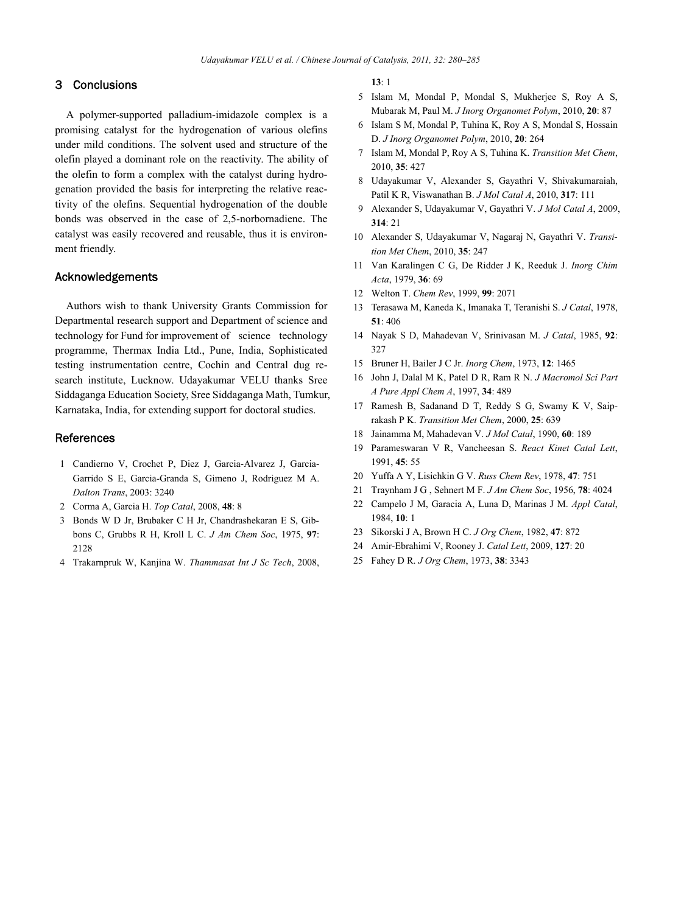## 3 Conclusions

A polymer-supported palladium-imidazole complex is a promising catalyst for the hydrogenation of various olefins under mild conditions. The solvent used and structure of the olefin played a dominant role on the reactivity. The ability of the olefin to form a complex with the catalyst during hydrogenation provided the basis for interpreting the relative reactivity of the olefins. Sequential hydrogenation of the double bonds was observed in the case of 2,5-norbornadiene. The catalyst was easily recovered and reusable, thus it is environment friendly.

## Acknowledgements

Authors wish to thank University Grants Commission for Departmental research support and Department of science and technology for Fund for improvement of science technology programme, Thermax India Ltd., Pune, India, Sophisticated testing instrumentation centre, Cochin and Central dug research institute, Lucknow. Udayakumar VELU thanks Sree Siddaganga Education Society, Sree Siddaganga Math, Tumkur, Karnataka, India, for extending support for doctoral studies.

## References

1 Candierno V, Crochet P, Diez J, Garcia-Alvarez J, Garcia-Garrido S E, Garcia-Granda S, Gimeno J, Rodriguez M A. *Dalton Trans*, 2003: 3240
2 Corma A, Garcia H. *Top Catal*, 2008, **48**: 8
3 Bonds W D Jr, Brubaker C H Jr, Chandrashekaran E S, Gibbons C, Grubbs R H, Kroll L C. *J Am Chem Soc*, 1975, **97**: 2128
4 Trakarnpruk W, Kanjina W. *Thammasat Int J Sc Tech*, 2008, **13**: 1
5 Islam M, Mondal P, Mondal S, Mukherjee S, Roy A S, Mubarak M, Paul M. *J Inorg Organomet Polym*, 2010, **20**: 87
6 Islam S M, Mondal P, Tuhina K, Roy A S, Mondal S, Hossain D. *J Inorg Organomet Polym*, 2010, **20**: 264
7 Islam M, Mondal P, Roy A S, Tuhina K. *Transition Met Chem*, 2010, **35**: 427
8 Udayakumar V, Alexander S, Gayathri V, Shivakumaraiah, Patil K R, Viswanathan B. *J Mol Catal A*, 2010, **317**: 111
9 Alexander S, Udayakumar V, Gayathri V. *J Mol Catal A*, 2009, **314**: 21
10 Alexander S, Udayakumar V, Nagaraj N, Gayathri V. *Transition Met Chem*, 2010, **35**: 247
11 Van Karalingen C G, De Ridder J K, Reeduk J. *Inorg Chim Acta*, 1979, **36**: 69
12 Welton T. *Chem Rev*, 1999, **99**: 2071
13 Terasawa M, Kaneda K, Imanaka T, Teranishi S. *J Catal*, 1978, **51**: 406
14 Nayak S D, Mahadevan V, Srinivasan M. *J Catal*, 1985, **92**: 327
15 Bruner H, Bailer J C Jr. *Inorg Chem*, 1973, **12**: 1465
16 John J, Dalal M K, Patel D R, Ram R N. *J Macromol Sci Part A Pure Appl Chem A*, 1997, **34**: 489
17 Ramesh B, Sadanand D T, Reddy S G, Swamy K V, Saiprakash P K. *Transition Met Chem*, 2000, **25**: 639
18 Jainamma M, Mahadevan V. *J Mol Catal*, 1990, **60**: 189
19 Parameswaran V R, Vancheesan S. *React Kinet Catal Lett*, 1991, **45**: 55
20 Yuffa A Y, Lisichkin G V. *Russ Chem Rev*, 1978, **47**: 751
21 Traynham J G , Sehnert M F. *J Am Chem Soc*, 1956, **78**: 4024
22 Campelo J M, Garacia A, Luna D, Marinas J M. *Appl Catal*, 1984, **10**: 1
23 Sikorski J A, Brown H C. *J Org Chem*, 1982, **47**: 872
24 Amir-Ebrahimi V, Rooney J. *Catal Lett*, 2009, **127**: 20
25 Fahey D R. *J Org Chem*, 1973, **38**: 3343